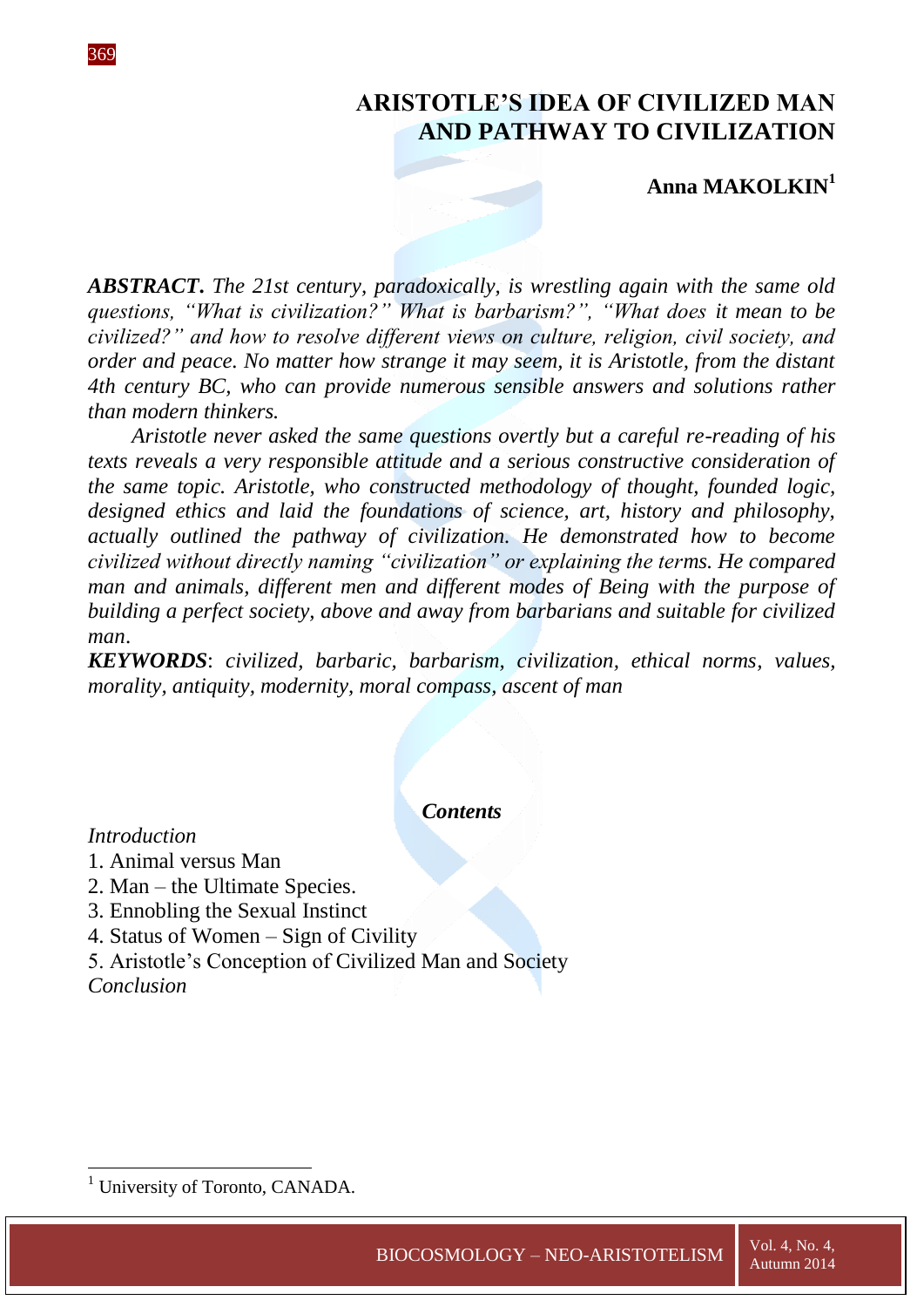# ARISTOTLE'S IDEA OF CIVILIZED MAN AND PATHWAY TO CIVILIZATION

**Anna MAKOLKIN**[1]

***ABSTRACT.*** *The 21st century, paradoxically, is wrestling again with the same old questions, "What is civilization?" What is barbarism?", "What does it mean to be civilized?" and how to resolve different views on culture, religion, civil society, and order and peace. No matter how strange it may seem, it is Aristotle, from the distant 4th century BC, who can provide numerous sensible answers and solutions rather than modern thinkers.*

*Aristotle never asked the same questions overtly but a careful re-reading of his texts reveals a very responsible attitude and a serious constructive consideration of the same topic. Aristotle, who constructed methodology of thought, founded logic, designed ethics and laid the foundations of science, art, history and philosophy, actually outlined the pathway of civilization. He demonstrated how to become civilized without directly naming "civilization" or explaining the terms. He compared man and animals, different men and different modes of Being with the purpose of building a perfect society, above and away from barbarians and suitable for civilized man.*

***KEYWORDS***: *civilized, barbaric, barbarism, civilization, ethical norms, values, morality, antiquity, modernity, moral compass, ascent of man*

***Contents***

*Introduction*

1. Animal versus Man
2. Man – the Ultimate Species.
3. Ennobling the Sexual Instinct
4. Status of Women – Sign of Civility
5. Aristotle's Conception of Civilized Man and Society

*Conclusion*

---

[1] University of Toronto, CANADA.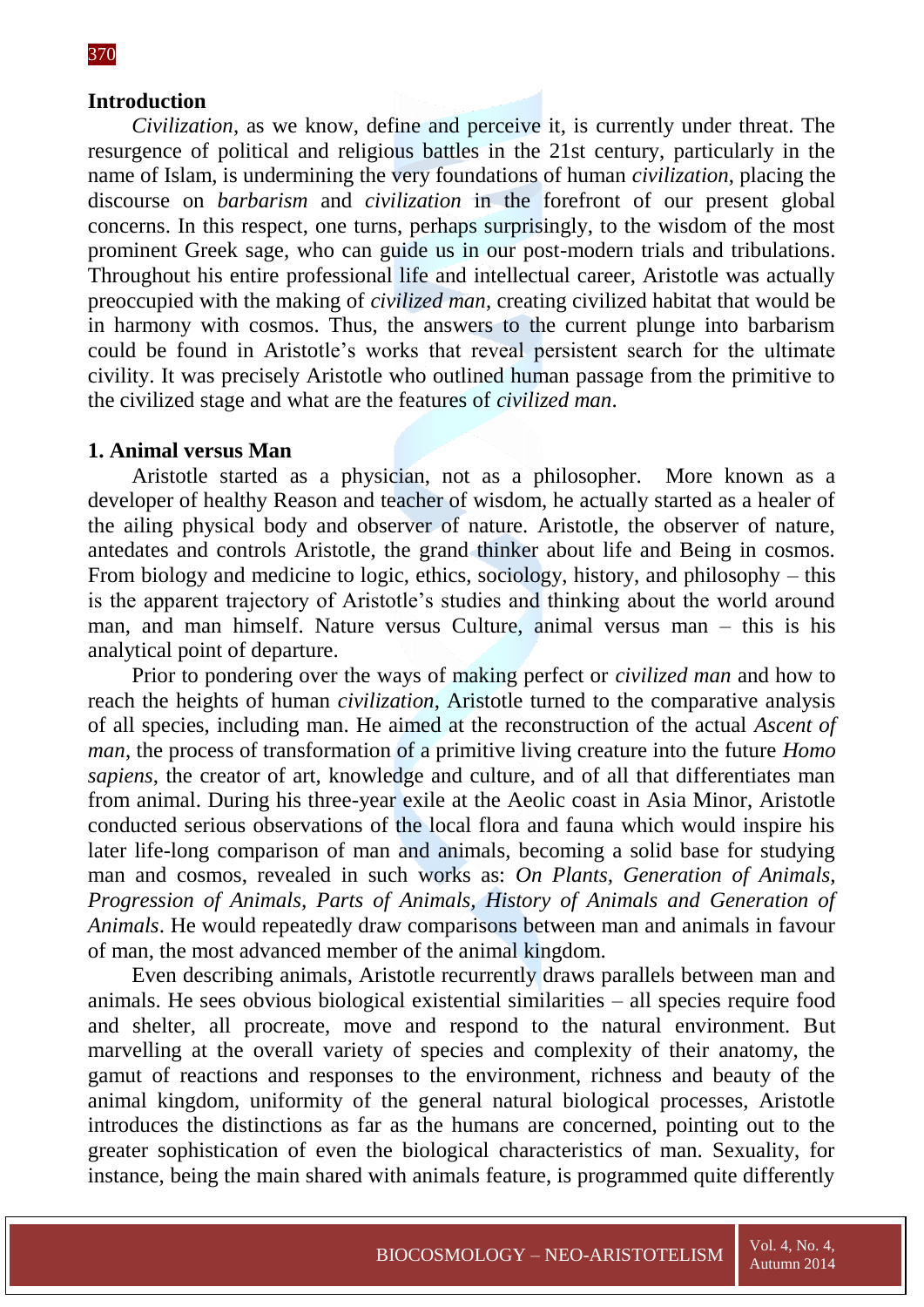## Introduction

*Civilization*, as we know, define and perceive it, is currently under threat. The resurgence of political and religious battles in the 21st century, particularly in the name of Islam, is undermining the very foundations of human *civilization*, placing the discourse on *barbarism* and *civilization* in the forefront of our present global concerns. In this respect, one turns, perhaps surprisingly, to the wisdom of the most prominent Greek sage, who can guide us in our post-modern trials and tribulations. Throughout his entire professional life and intellectual career, Aristotle was actually preoccupied with the making of *civilized man*, creating civilized habitat that would be in harmony with cosmos. Thus, the answers to the current plunge into barbarism could be found in Aristotle's works that reveal persistent search for the ultimate civility. It was precisely Aristotle who outlined human passage from the primitive to the civilized stage and what are the features of *civilized man*.

## 1. Animal versus Man

Aristotle started as a physician, not as a philosopher. More known as a developer of healthy Reason and teacher of wisdom, he actually started as a healer of the ailing physical body and observer of nature. Aristotle, the observer of nature, antedates and controls Aristotle, the grand thinker about life and Being in cosmos. From biology and medicine to logic, ethics, sociology, history, and philosophy – this is the apparent trajectory of Aristotle's studies and thinking about the world around man, and man himself. Nature versus Culture, animal versus man – this is his analytical point of departure.

Prior to pondering over the ways of making perfect or *civilized man* and how to reach the heights of human *civilization*, Aristotle turned to the comparative analysis of all species, including man. He aimed at the reconstruction of the actual *Ascent of man*, the process of transformation of a primitive living creature into the future *Homo sapiens*, the creator of art, knowledge and culture, and of all that differentiates man from animal. During his three-year exile at the Aeolic coast in Asia Minor, Aristotle conducted serious observations of the local flora and fauna which would inspire his later life-long comparison of man and animals, becoming a solid base for studying man and cosmos, revealed in such works as: *On Plants, Generation of Animals, Progression of Animals, Parts of Animals, History of Animals and Generation of Animals*. He would repeatedly draw comparisons between man and animals in favour of man, the most advanced member of the animal kingdom.

Even describing animals, Aristotle recurrently draws parallels between man and animals. He sees obvious biological existential similarities – all species require food and shelter, all procreate, move and respond to the natural environment. But marvelling at the overall variety of species and complexity of their anatomy, the gamut of reactions and responses to the environment, richness and beauty of the animal kingdom, uniformity of the general natural biological processes, Aristotle introduces the distinctions as far as the humans are concerned, pointing out to the greater sophistication of even the biological characteristics of man. Sexuality, for instance, being the main shared with animals feature, is programmed quite differently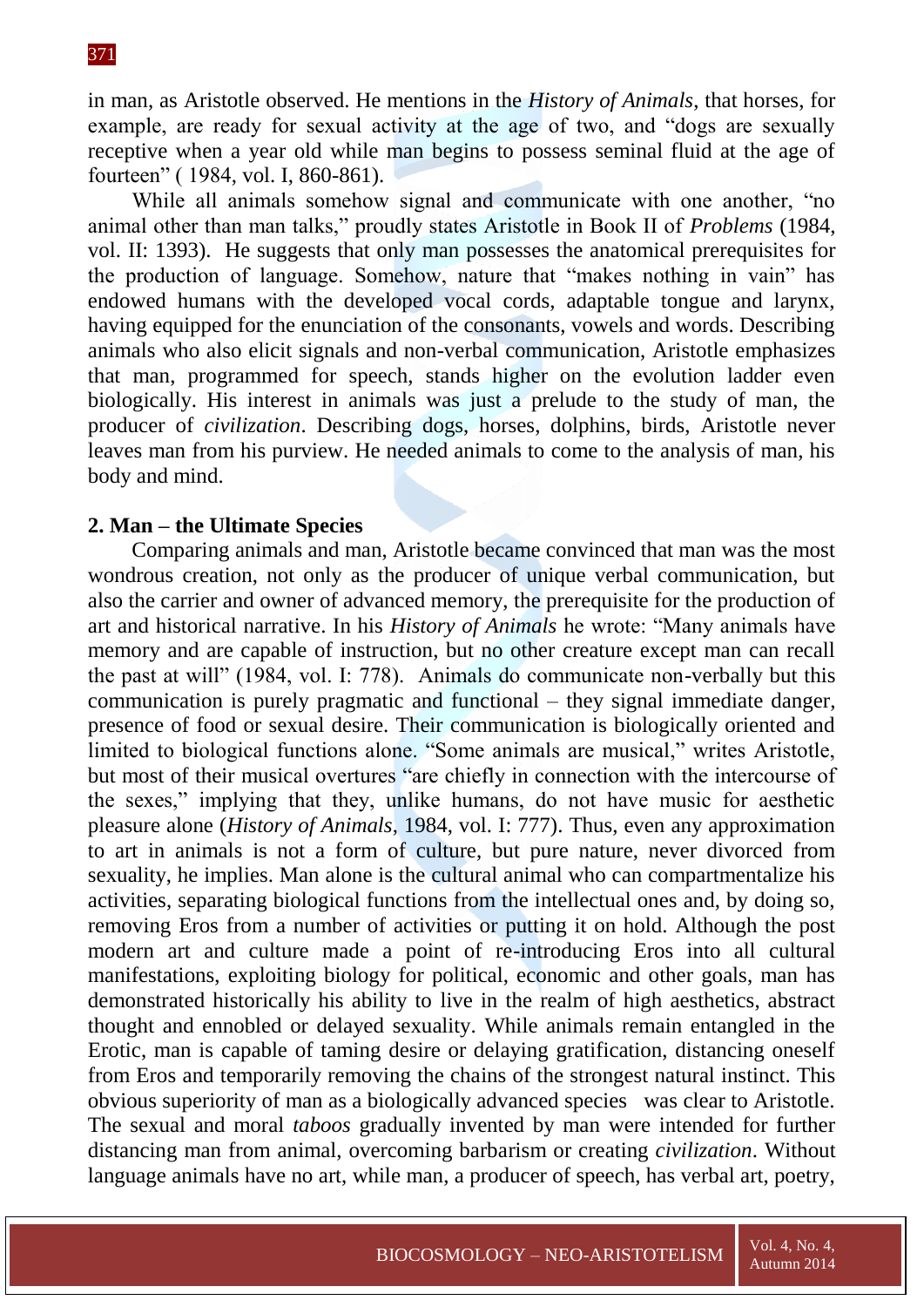in man, as Aristotle observed. He mentions in the *History of Animals*, that horses, for example, are ready for sexual activity at the age of two, and "dogs are sexually receptive when a year old while man begins to possess seminal fluid at the age of fourteen" ( 1984, vol. I, 860-861).

While all animals somehow signal and communicate with one another, "no animal other than man talks," proudly states Aristotle in Book II of *Problems* (1984, vol. II: 1393). He suggests that only man possesses the anatomical prerequisites for the production of language. Somehow, nature that "makes nothing in vain" has endowed humans with the developed vocal cords, adaptable tongue and larynx, having equipped for the enunciation of the consonants, vowels and words. Describing animals who also elicit signals and non-verbal communication, Aristotle emphasizes that man, programmed for speech, stands higher on the evolution ladder even biologically. His interest in animals was just a prelude to the study of man, the producer of *civilization*. Describing dogs, horses, dolphins, birds, Aristotle never leaves man from his purview. He needed animals to come to the analysis of man, his body and mind.

## 2. Man – the Ultimate Species

Comparing animals and man, Aristotle became convinced that man was the most wondrous creation, not only as the producer of unique verbal communication, but also the carrier and owner of advanced memory, the prerequisite for the production of art and historical narrative. In his *History of Animals* he wrote: "Many animals have memory and are capable of instruction, but no other creature except man can recall the past at will" (1984, vol. I: 778). Animals do communicate non-verbally but this communication is purely pragmatic and functional – they signal immediate danger, presence of food or sexual desire. Their communication is biologically oriented and limited to biological functions alone. "Some animals are musical," writes Aristotle, but most of their musical overtures "are chiefly in connection with the intercourse of the sexes," implying that they, unlike humans, do not have music for aesthetic pleasure alone (*History of Animals*, 1984, vol. I: 777). Thus, even any approximation to art in animals is not a form of culture, but pure nature, never divorced from sexuality, he implies. Man alone is the cultural animal who can compartmentalize his activities, separating biological functions from the intellectual ones and, by doing so, removing Eros from a number of activities or putting it on hold. Although the post modern art and culture made a point of re-introducing Eros into all cultural manifestations, exploiting biology for political, economic and other goals, man has demonstrated historically his ability to live in the realm of high aesthetics, abstract thought and ennobled or delayed sexuality. While animals remain entangled in the Erotic, man is capable of taming desire or delaying gratification, distancing oneself from Eros and temporarily removing the chains of the strongest natural instinct. This obvious superiority of man as a biologically advanced species was clear to Aristotle. The sexual and moral *taboos* gradually invented by man were intended for further distancing man from animal, overcoming barbarism or creating *civilization*. Without language animals have no art, while man, a producer of speech, has verbal art, poetry,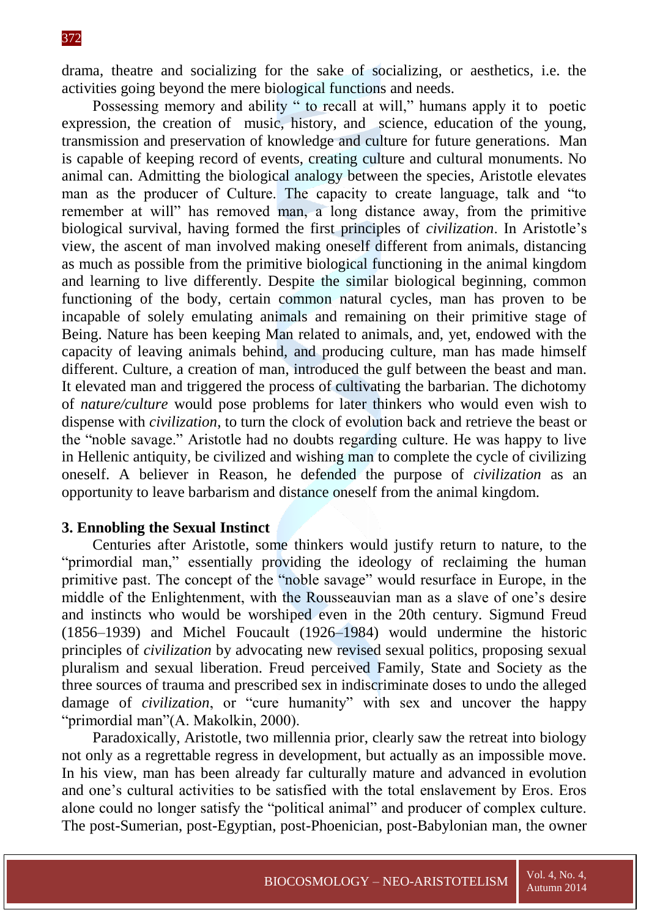drama, theatre and socializing for the sake of socializing, or aesthetics, i.e. the activities going beyond the mere biological functions and needs.

Possessing memory and ability " to recall at will," humans apply it to poetic expression, the creation of music, history, and science, education of the young, transmission and preservation of knowledge and culture for future generations. Man is capable of keeping record of events, creating culture and cultural monuments. No animal can. Admitting the biological analogy between the species, Aristotle elevates man as the producer of Culture. The capacity to create language, talk and "to remember at will" has removed man, a long distance away, from the primitive biological survival, having formed the first principles of *civilization*. In Aristotle's view, the ascent of man involved making oneself different from animals, distancing as much as possible from the primitive biological functioning in the animal kingdom and learning to live differently. Despite the similar biological beginning, common functioning of the body, certain common natural cycles, man has proven to be incapable of solely emulating animals and remaining on their primitive stage of Being. Nature has been keeping Man related to animals, and, yet, endowed with the capacity of leaving animals behind, and producing culture, man has made himself different. Culture, a creation of man, introduced the gulf between the beast and man. It elevated man and triggered the process of cultivating the barbarian. The dichotomy of *nature/culture* would pose problems for later thinkers who would even wish to dispense with *civilization*, to turn the clock of evolution back and retrieve the beast or the "noble savage." Aristotle had no doubts regarding culture. He was happy to live in Hellenic antiquity, be civilized and wishing man to complete the cycle of civilizing oneself. A believer in Reason, he defended the purpose of *civilization* as an opportunity to leave barbarism and distance oneself from the animal kingdom.

### 3. Ennobling the Sexual Instinct

Centuries after Aristotle, some thinkers would justify return to nature, to the "primordial man," essentially providing the ideology of reclaiming the human primitive past. The concept of the "noble savage" would resurface in Europe, in the middle of the Enlightenment, with the Rousseauvian man as a slave of one's desire and instincts who would be worshiped even in the 20th century. Sigmund Freud (1856–1939) and Michel Foucault (1926–1984) would undermine the historic principles of *civilization* by advocating new revised sexual politics, proposing sexual pluralism and sexual liberation. Freud perceived Family, State and Society as the three sources of trauma and prescribed sex in indiscriminate doses to undo the alleged damage of *civilization*, or "cure humanity" with sex and uncover the happy "primordial man"(A. Makolkin, 2000).

Paradoxically, Aristotle, two millennia prior, clearly saw the retreat into biology not only as a regrettable regress in development, but actually as an impossible move. In his view, man has been already far culturally mature and advanced in evolution and one's cultural activities to be satisfied with the total enslavement by Eros. Eros alone could no longer satisfy the "political animal" and producer of complex culture. The post-Sumerian, post-Egyptian, post-Phoenician, post-Babylonian man, the owner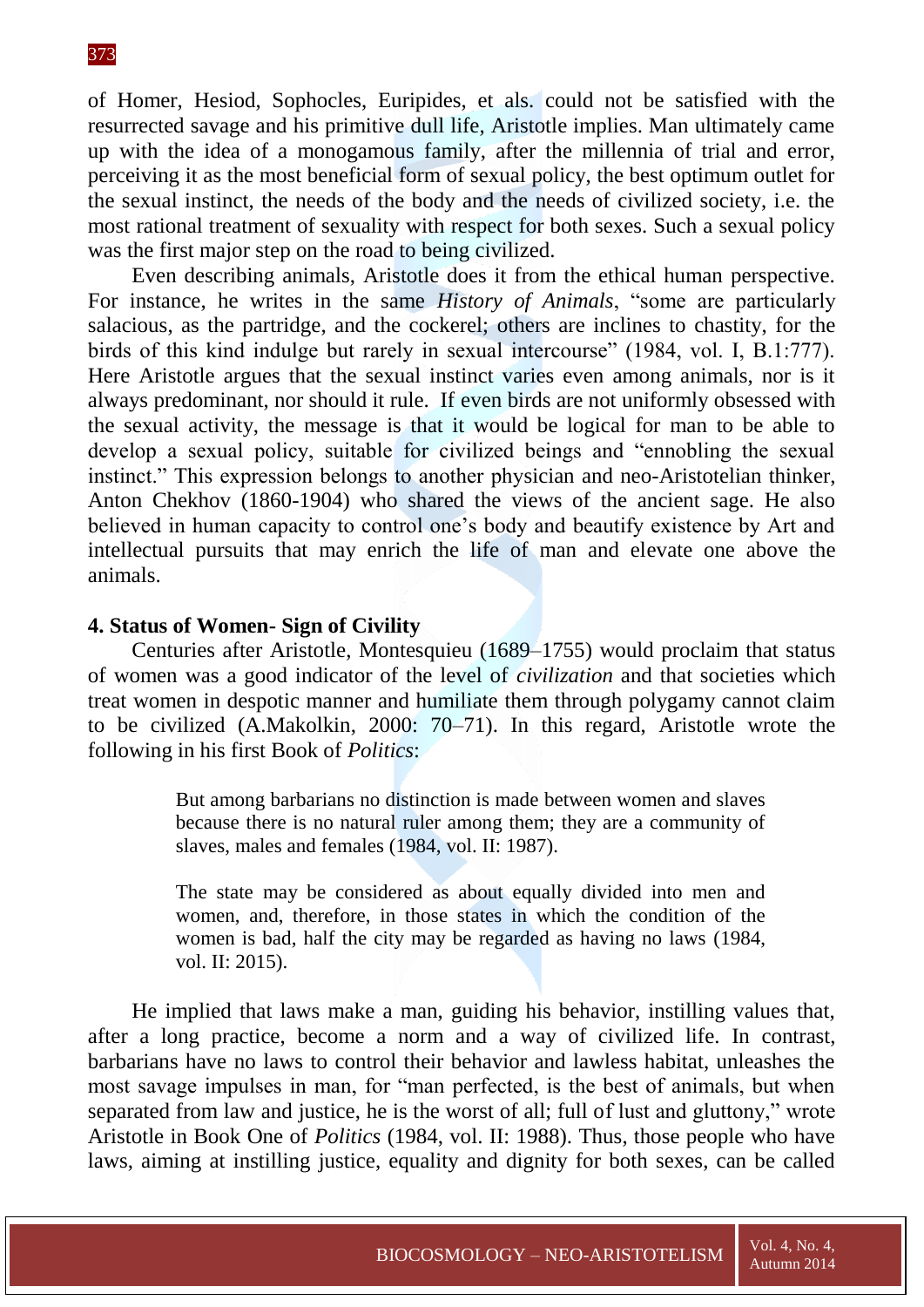of Homer, Hesiod, Sophocles, Euripides, et als. could not be satisfied with the resurrected savage and his primitive dull life, Aristotle implies. Man ultimately came up with the idea of a monogamous family, after the millennia of trial and error, perceiving it as the most beneficial form of sexual policy, the best optimum outlet for the sexual instinct, the needs of the body and the needs of civilized society, i.e. the most rational treatment of sexuality with respect for both sexes. Such a sexual policy was the first major step on the road to being civilized.

Even describing animals, Aristotle does it from the ethical human perspective. For instance, he writes in the same *History of Animals*, "some are particularly salacious, as the partridge, and the cockerel; others are inclines to chastity, for the birds of this kind indulge but rarely in sexual intercourse" (1984, vol. I, B.1:777). Here Aristotle argues that the sexual instinct varies even among animals, nor is it always predominant, nor should it rule. If even birds are not uniformly obsessed with the sexual activity, the message is that it would be logical for man to be able to develop a sexual policy, suitable for civilized beings and "ennobling the sexual instinct." This expression belongs to another physician and neo-Aristotelian thinker, Anton Chekhov (1860-1904) who shared the views of the ancient sage. He also believed in human capacity to control one's body and beautify existence by Art and intellectual pursuits that may enrich the life of man and elevate one above the animals.

## 4. Status of Women- Sign of Civility

Centuries after Aristotle, Montesquieu (1689–1755) would proclaim that status of women was a good indicator of the level of *civilization* and that societies which treat women in despotic manner and humiliate them through polygamy cannot claim to be civilized (A.Makolkin, 2000: 70–71). In this regard, Aristotle wrote the following in his first Book of *Politics*:

> But among barbarians no distinction is made between women and slaves because there is no natural ruler among them; they are a community of slaves, males and females (1984, vol. II: 1987).
>
> The state may be considered as about equally divided into men and women, and, therefore, in those states in which the condition of the women is bad, half the city may be regarded as having no laws (1984, vol. II: 2015).

He implied that laws make a man, guiding his behavior, instilling values that, after a long practice, become a norm and a way of civilized life. In contrast, barbarians have no laws to control their behavior and lawless habitat, unleashes the most savage impulses in man, for "man perfected, is the best of animals, but when separated from law and justice, he is the worst of all; full of lust and gluttony," wrote Aristotle in Book One of *Politics* (1984, vol. II: 1988). Thus, those people who have laws, aiming at instilling justice, equality and dignity for both sexes, can be called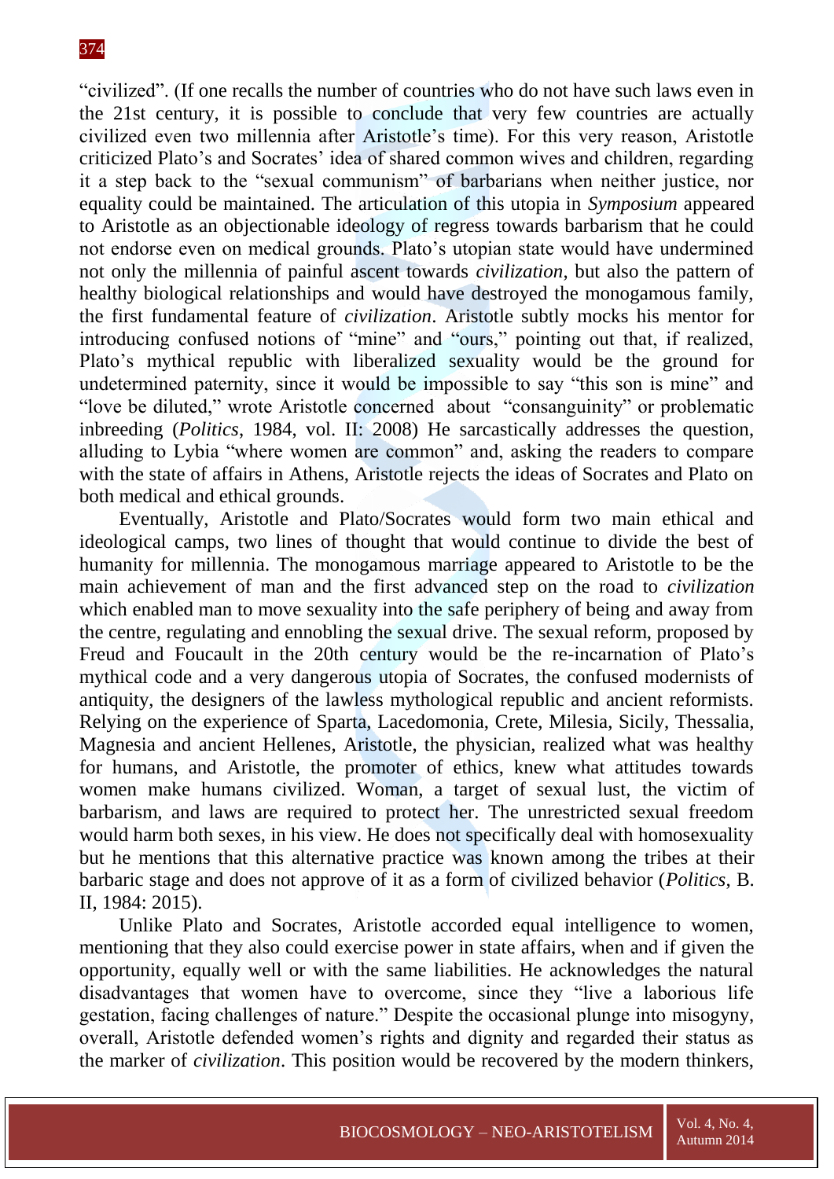"civilized". (If one recalls the number of countries who do not have such laws even in the 21st century, it is possible to conclude that very few countries are actually civilized even two millennia after Aristotle's time). For this very reason, Aristotle criticized Plato's and Socrates' idea of shared common wives and children, regarding it a step back to the "sexual communism" of barbarians when neither justice, nor equality could be maintained. The articulation of this utopia in *Symposium* appeared to Aristotle as an objectionable ideology of regress towards barbarism that he could not endorse even on medical grounds. Plato's utopian state would have undermined not only the millennia of painful ascent towards *civilization*, but also the pattern of healthy biological relationships and would have destroyed the monogamous family, the first fundamental feature of *civilization*. Aristotle subtly mocks his mentor for introducing confused notions of "mine" and "ours," pointing out that, if realized, Plato's mythical republic with liberalized sexuality would be the ground for undetermined paternity, since it would be impossible to say "this son is mine" and "love be diluted," wrote Aristotle concerned about "consanguinity" or problematic inbreeding (*Politics*, 1984, vol. II: 2008) He sarcastically addresses the question, alluding to Lybia "where women are common" and, asking the readers to compare with the state of affairs in Athens, Aristotle rejects the ideas of Socrates and Plato on both medical and ethical grounds.

Eventually, Aristotle and Plato/Socrates would form two main ethical and ideological camps, two lines of thought that would continue to divide the best of humanity for millennia. The monogamous marriage appeared to Aristotle to be the main achievement of man and the first advanced step on the road to *civilization* which enabled man to move sexuality into the safe periphery of being and away from the centre, regulating and ennobling the sexual drive. The sexual reform, proposed by Freud and Foucault in the 20th century would be the re-incarnation of Plato's mythical code and a very dangerous utopia of Socrates, the confused modernists of antiquity, the designers of the lawless mythological republic and ancient reformists. Relying on the experience of Sparta, Lacedomonia, Crete, Milesia, Sicily, Thessalia, Magnesia and ancient Hellenes, Aristotle, the physician, realized what was healthy for humans, and Aristotle, the promoter of ethics, knew what attitudes towards women make humans civilized. Woman, a target of sexual lust, the victim of barbarism, and laws are required to protect her. The unrestricted sexual freedom would harm both sexes, in his view. He does not specifically deal with homosexuality but he mentions that this alternative practice was known among the tribes at their barbaric stage and does not approve of it as a form of civilized behavior (*Politics*, B. II, 1984: 2015).

Unlike Plato and Socrates, Aristotle accorded equal intelligence to women, mentioning that they also could exercise power in state affairs, when and if given the opportunity, equally well or with the same liabilities. He acknowledges the natural disadvantages that women have to overcome, since they "live a laborious life gestation, facing challenges of nature." Despite the occasional plunge into misogyny, overall, Aristotle defended women's rights and dignity and regarded their status as the marker of *civilization*. This position would be recovered by the modern thinkers,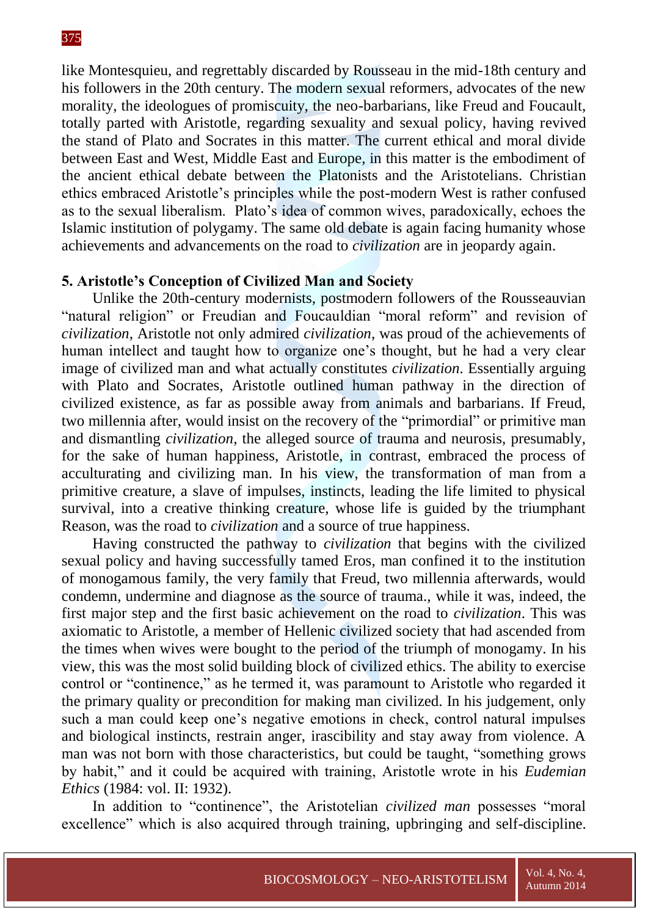like Montesquieu, and regrettably discarded by Rousseau in the mid-18th century and his followers in the 20th century. The modern sexual reformers, advocates of the new morality, the ideologues of promiscuity, the neo-barbarians, like Freud and Foucault, totally parted with Aristotle, regarding sexuality and sexual policy, having revived the stand of Plato and Socrates in this matter. The current ethical and moral divide between East and West, Middle East and Europe, in this matter is the embodiment of the ancient ethical debate between the Platonists and the Aristotelians. Christian ethics embraced Aristotle's principles while the post-modern West is rather confused as to the sexual liberalism. Plato's idea of common wives, paradoxically, echoes the Islamic institution of polygamy. The same old debate is again facing humanity whose achievements and advancements on the road to *civilization* are in jeopardy again.

## 5. Aristotle's Conception of Civilized Man and Society

Unlike the 20th-century modernists, postmodern followers of the Rousseauvian "natural religion" or Freudian and Foucauldian "moral reform" and revision of *civilization*, Aristotle not only admired *civilization*, was proud of the achievements of human intellect and taught how to organize one's thought, but he had a very clear image of civilized man and what actually constitutes *civilization*. Essentially arguing with Plato and Socrates, Aristotle outlined human pathway in the direction of civilized existence, as far as possible away from animals and barbarians. If Freud, two millennia after, would insist on the recovery of the "primordial" or primitive man and dismantling *civilization*, the alleged source of trauma and neurosis, presumably, for the sake of human happiness, Aristotle, in contrast, embraced the process of acculturating and civilizing man. In his view, the transformation of man from a primitive creature, a slave of impulses, instincts, leading the life limited to physical survival, into a creative thinking creature, whose life is guided by the triumphant Reason, was the road to *civilization* and a source of true happiness.

Having constructed the pathway to *civilization* that begins with the civilized sexual policy and having successfully tamed Eros, man confined it to the institution of monogamous family, the very family that Freud, two millennia afterwards, would condemn, undermine and diagnose as the source of trauma., while it was, indeed, the first major step and the first basic achievement on the road to *civilization*. This was axiomatic to Aristotle, a member of Hellenic civilized society that had ascended from the times when wives were bought to the period of the triumph of monogamy. In his view, this was the most solid building block of civilized ethics. The ability to exercise control or "continence," as he termed it, was paramount to Aristotle who regarded it the primary quality or precondition for making man civilized. In his judgement, only such a man could keep one's negative emotions in check, control natural impulses and biological instincts, restrain anger, irascibility and stay away from violence. A man was not born with those characteristics, but could be taught, "something grows by habit," and it could be acquired with training, Aristotle wrote in his *Eudemian Ethics* (1984: vol. II: 1932).

In addition to "continence", the Aristotelian *civilized man* possesses "moral excellence" which is also acquired through training, upbringing and self-discipline.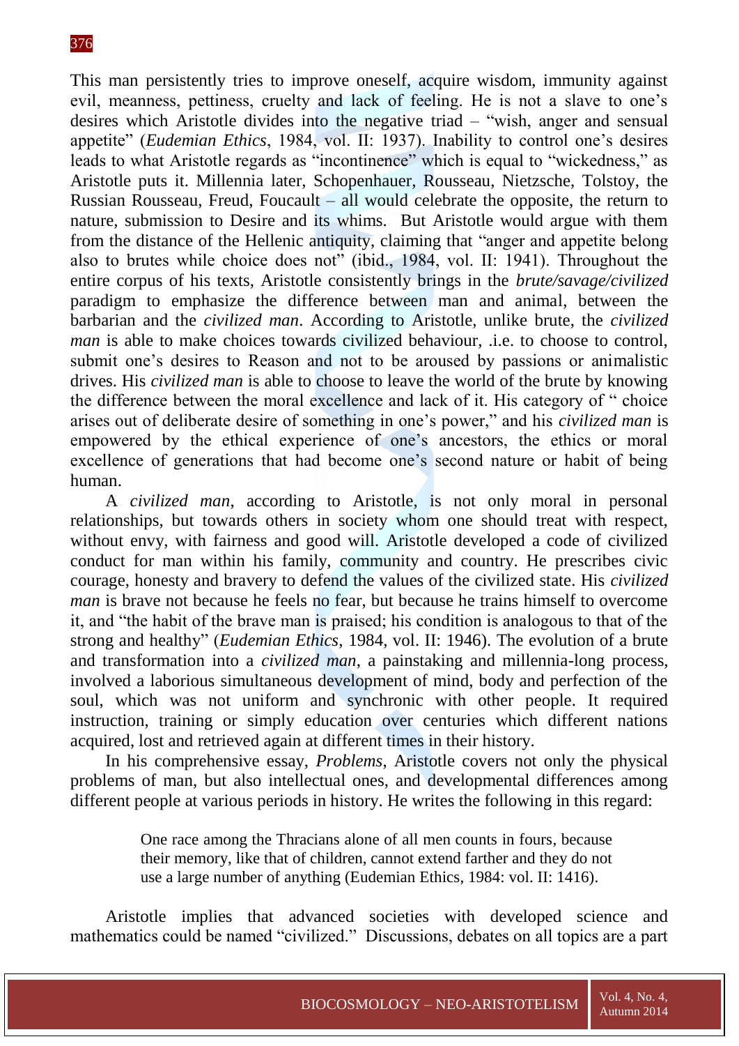This man persistently tries to improve oneself, acquire wisdom, immunity against evil, meanness, pettiness, cruelty and lack of feeling. He is not a slave to one's desires which Aristotle divides into the negative triad – "wish, anger and sensual appetite" (*Eudemian Ethics*, 1984, vol. II: 1937). Inability to control one's desires leads to what Aristotle regards as "incontinence" which is equal to "wickedness," as Aristotle puts it. Millennia later, Schopenhauer, Rousseau, Nietzsche, Tolstoy, the Russian Rousseau, Freud, Foucault – all would celebrate the opposite, the return to nature, submission to Desire and its whims. But Aristotle would argue with them from the distance of the Hellenic antiquity, claiming that "anger and appetite belong also to brutes while choice does not" (ibid., 1984, vol. II: 1941). Throughout the entire corpus of his texts, Aristotle consistently brings in the *brute/savage/civilized* paradigm to emphasize the difference between man and animal, between the barbarian and the *civilized man*. According to Aristotle, unlike brute, the *civilized man* is able to make choices towards civilized behaviour, .i.e. to choose to control, submit one's desires to Reason and not to be aroused by passions or animalistic drives. His *civilized man* is able to choose to leave the world of the brute by knowing the difference between the moral excellence and lack of it. His category of " choice arises out of deliberate desire of something in one's power," and his *civilized man* is empowered by the ethical experience of one's ancestors, the ethics or moral excellence of generations that had become one's second nature or habit of being human.

A *civilized man*, according to Aristotle, is not only moral in personal relationships, but towards others in society whom one should treat with respect, without envy, with fairness and good will. Aristotle developed a code of civilized conduct for man within his family, community and country. He prescribes civic courage, honesty and bravery to defend the values of the civilized state. His *civilized man* is brave not because he feels no fear, but because he trains himself to overcome it, and "the habit of the brave man is praised; his condition is analogous to that of the strong and healthy" (*Eudemian Ethics*, 1984, vol. II: 1946). The evolution of a brute and transformation into a *civilized man*, a painstaking and millennia-long process, involved a laborious simultaneous development of mind, body and perfection of the soul, which was not uniform and synchronic with other people. It required instruction, training or simply education over centuries which different nations acquired, lost and retrieved again at different times in their history.

In his comprehensive essay, *Problems*, Aristotle covers not only the physical problems of man, but also intellectual ones, and developmental differences among different people at various periods in history. He writes the following in this regard:

> One race among the Thracians alone of all men counts in fours, because their memory, like that of children, cannot extend farther and they do not use a large number of anything (Eudemian Ethics, 1984: vol. II: 1416).

Aristotle implies that advanced societies with developed science and mathematics could be named "civilized." Discussions, debates on all topics are a part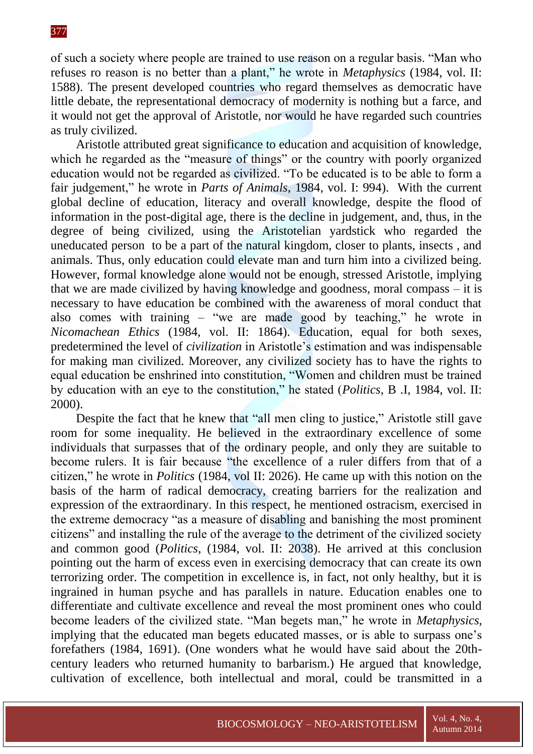of such a society where people are trained to use reason on a regular basis. "Man who refuses ro reason is no better than a plant," he wrote in *Metaphysics* (1984, vol. II: 1588). The present developed countries who regard themselves as democratic have little debate, the representational democracy of modernity is nothing but a farce, and it would not get the approval of Aristotle, nor would he have regarded such countries as truly civilized.

Aristotle attributed great significance to education and acquisition of knowledge, which he regarded as the "measure of things" or the country with poorly organized education would not be regarded as civilized. "To be educated is to be able to form a fair judgement," he wrote in *Parts of Animals*, 1984, vol. I: 994). With the current global decline of education, literacy and overall knowledge, despite the flood of information in the post-digital age, there is the decline in judgement, and, thus, in the degree of being civilized, using the Aristotelian yardstick who regarded the uneducated person to be a part of the natural kingdom, closer to plants, insects , and animals. Thus, only education could elevate man and turn him into a civilized being. However, formal knowledge alone would not be enough, stressed Aristotle, implying that we are made civilized by having knowledge and goodness, moral compass – it is necessary to have education be combined with the awareness of moral conduct that also comes with training – "we are made good by teaching," he wrote in *Nicomachean Ethics* (1984, vol. II: 1864). Education, equal for both sexes, predetermined the level of *civilization* in Aristotle's estimation and was indispensable for making man civilized. Moreover, any civilized society has to have the rights to equal education be enshrined into constitution, "Women and children must be trained by education with an eye to the constitution," he stated (*Politics*, B .I, 1984, vol. II: 2000).

Despite the fact that he knew that "all men cling to justice," Aristotle still gave room for some inequality. He believed in the extraordinary excellence of some individuals that surpasses that of the ordinary people, and only they are suitable to become rulers. It is fair because "the excellence of a ruler differs from that of a citizen," he wrote in *Politics* (1984, vol II: 2026). He came up with this notion on the basis of the harm of radical democracy, creating barriers for the realization and expression of the extraordinary. In this respect, he mentioned ostracism, exercised in the extreme democracy "as a measure of disabling and banishing the most prominent citizens" and installing the rule of the average to the detriment of the civilized society and common good (*Politics*, (1984, vol. II: 2038). He arrived at this conclusion pointing out the harm of excess even in exercising democracy that can create its own terrorizing order. The competition in excellence is, in fact, not only healthy, but it is ingrained in human psyche and has parallels in nature. Education enables one to differentiate and cultivate excellence and reveal the most prominent ones who could become leaders of the civilized state. "Man begets man," he wrote in *Metaphysics*, implying that the educated man begets educated masses, or is able to surpass one's forefathers (1984, 1691). (One wonders what he would have said about the 20th-century leaders who returned humanity to barbarism.) He argued that knowledge, cultivation of excellence, both intellectual and moral, could be transmitted in a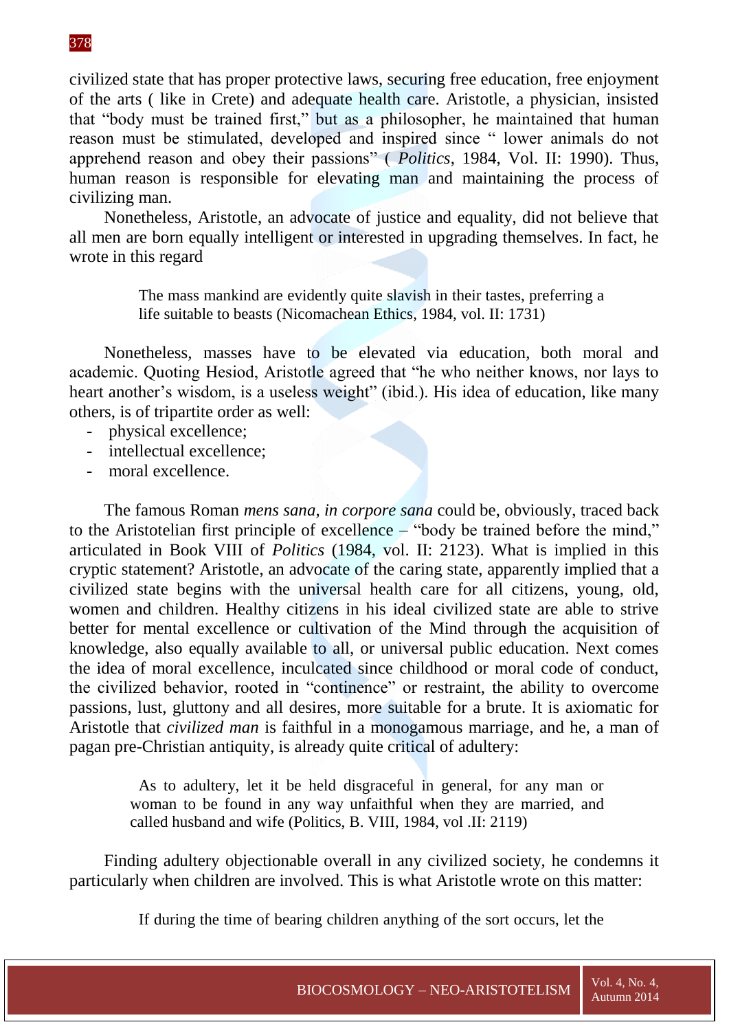civilized state that has proper protective laws, securing free education, free enjoyment of the arts ( like in Crete) and adequate health care. Aristotle, a physician, insisted that "body must be trained first," but as a philosopher, he maintained that human reason must be stimulated, developed and inspired since " lower animals do not apprehend reason and obey their passions" ( *Politics*, 1984, Vol. II: 1990). Thus, human reason is responsible for elevating man and maintaining the process of civilizing man.

Nonetheless, Aristotle, an advocate of justice and equality, did not believe that all men are born equally intelligent or interested in upgrading themselves. In fact, he wrote in this regard

> The mass mankind are evidently quite slavish in their tastes, preferring a life suitable to beasts (Nicomachean Ethics, 1984, vol. II: 1731)

Nonetheless, masses have to be elevated via education, both moral and academic. Quoting Hesiod, Aristotle agreed that "he who neither knows, nor lays to heart another's wisdom, is a useless weight" (ibid.). His idea of education, like many others, is of tripartite order as well:

- physical excellence;
- intellectual excellence;
- moral excellence.

The famous Roman *mens sana, in corpore sana* could be, obviously, traced back to the Aristotelian first principle of excellence – "body be trained before the mind," articulated in Book VIII of *Politics* (1984, vol. II: 2123). What is implied in this cryptic statement? Aristotle, an advocate of the caring state, apparently implied that a civilized state begins with the universal health care for all citizens, young, old, women and children. Healthy citizens in his ideal civilized state are able to strive better for mental excellence or cultivation of the Mind through the acquisition of knowledge, also equally available to all, or universal public education. Next comes the idea of moral excellence, inculcated since childhood or moral code of conduct, the civilized behavior, rooted in "continence" or restraint, the ability to overcome passions, lust, gluttony and all desires, more suitable for a brute. It is axiomatic for Aristotle that *civilized man* is faithful in a monogamous marriage, and he, a man of pagan pre-Christian antiquity, is already quite critical of adultery:

> As to adultery, let it be held disgraceful in general, for any man or woman to be found in any way unfaithful when they are married, and called husband and wife (Politics, B. VIII, 1984, vol .II: 2119)

Finding adultery objectionable overall in any civilized society, he condemns it particularly when children are involved. This is what Aristotle wrote on this matter:

> If during the time of bearing children anything of the sort occurs, let the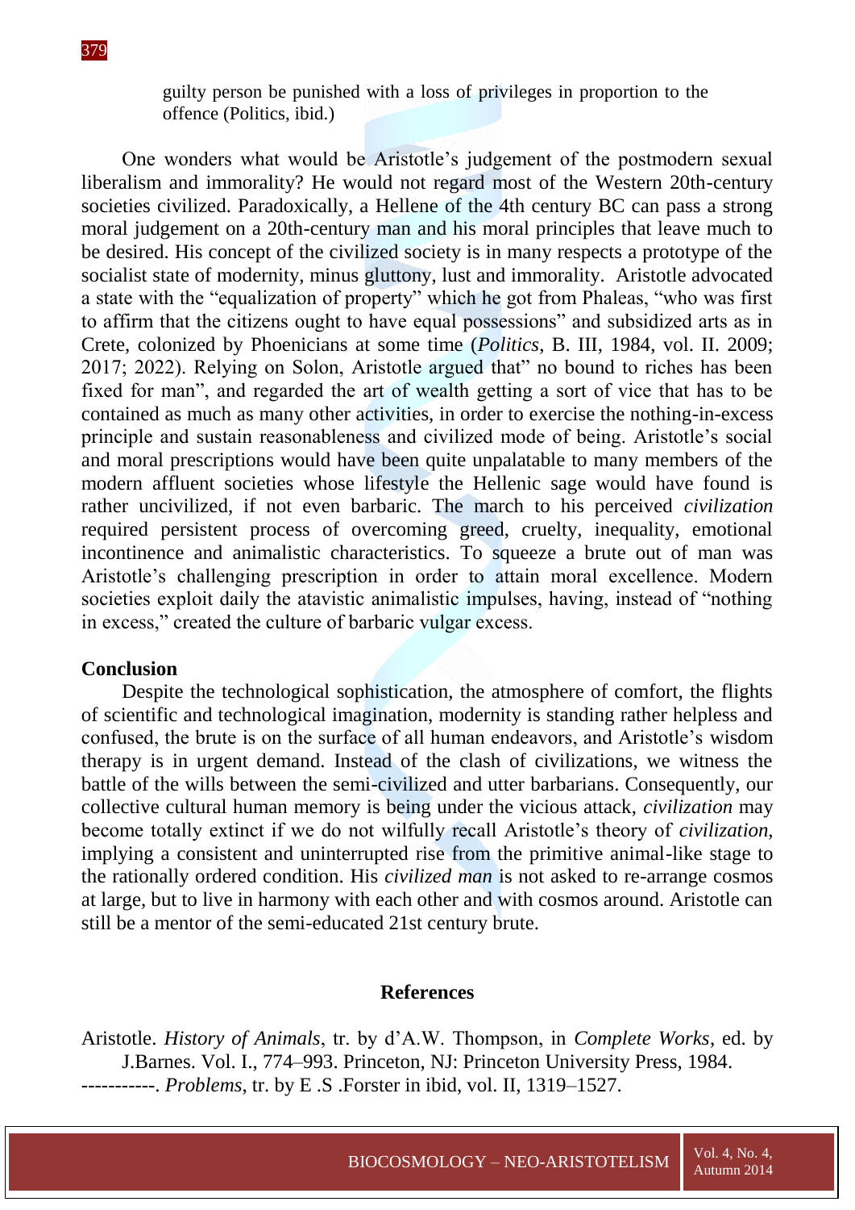guilty person be punished with a loss of privileges in proportion to the offence (Politics, ibid.)

One wonders what would be Aristotle's judgement of the postmodern sexual liberalism and immorality? He would not regard most of the Western 20th-century societies civilized. Paradoxically, a Hellene of the 4th century BC can pass a strong moral judgement on a 20th-century man and his moral principles that leave much to be desired. His concept of the civilized society is in many respects a prototype of the socialist state of modernity, minus gluttony, lust and immorality. Aristotle advocated a state with the "equalization of property" which he got from Phaleas, "who was first to affirm that the citizens ought to have equal possessions" and subsidized arts as in Crete, colonized by Phoenicians at some time (*Politics*, B. III, 1984, vol. II. 2009; 2017; 2022). Relying on Solon, Aristotle argued that" no bound to riches has been fixed for man", and regarded the art of wealth getting a sort of vice that has to be contained as much as many other activities, in order to exercise the nothing-in-excess principle and sustain reasonableness and civilized mode of being. Aristotle's social and moral prescriptions would have been quite unpalatable to many members of the modern affluent societies whose lifestyle the Hellenic sage would have found is rather uncivilized, if not even barbaric. The march to his perceived *civilization* required persistent process of overcoming greed, cruelty, inequality, emotional incontinence and animalistic characteristics. To squeeze a brute out of man was Aristotle's challenging prescription in order to attain moral excellence. Modern societies exploit daily the atavistic animalistic impulses, having, instead of "nothing in excess," created the culture of barbaric vulgar excess.

## Conclusion

Despite the technological sophistication, the atmosphere of comfort, the flights of scientific and technological imagination, modernity is standing rather helpless and confused, the brute is on the surface of all human endeavors, and Aristotle's wisdom therapy is in urgent demand. Instead of the clash of civilizations, we witness the battle of the wills between the semi-civilized and utter barbarians. Consequently, our collective cultural human memory is being under the vicious attack, *civilization* may become totally extinct if we do not wilfully recall Aristotle's theory of *civilization*, implying a consistent and uninterrupted rise from the primitive animal-like stage to the rationally ordered condition. His *civilized man* is not asked to re-arrange cosmos at large, but to live in harmony with each other and with cosmos around. Aristotle can still be a mentor of the semi-educated 21st century brute.

## References

Aristotle. *History of Animals*, tr. by d'A.W. Thompson, in *Complete Works*, ed. by J.Barnes. Vol. I., 774–993. Princeton, NJ: Princeton University Press, 1984.

-----------. *Problems*, tr. by E .S .Forster in ibid, vol. II, 1319–1527.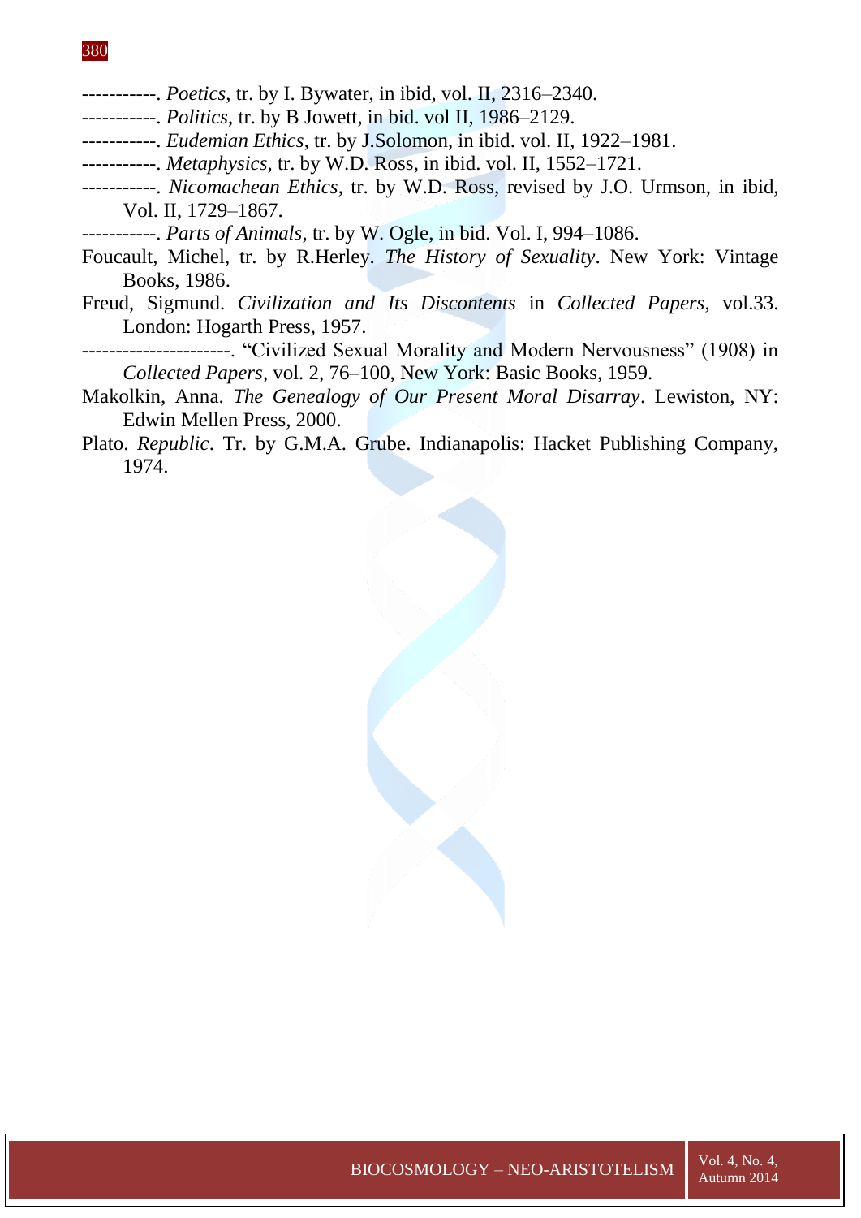-----------. *Poetics*, tr. by I. Bywater, in ibid, vol. II, 2316–2340.

-----------. *Politics*, tr. by B Jowett, in bid. vol II, 1986–2129.

-----------. *Eudemian Ethics*, tr. by J.Solomon, in ibid. vol. II, 1922–1981.

-----------. *Metaphysics*, tr. by W.D. Ross, in ibid. vol. II, 1552–1721.

-----------. *Nicomachean Ethics*, tr. by W.D. Ross, revised by J.O. Urmson, in ibid, Vol. II, 1729–1867.

-----------. *Parts of Animals*, tr. by W. Ogle, in bid. Vol. I, 994–1086.

Foucault, Michel, tr. by R.Herley. *The History of Sexuality*. New York: Vintage Books, 1986.

Freud, Sigmund. *Civilization and Its Discontents* in *Collected Papers*, vol.33. London: Hogarth Press, 1957.

----------------------. "Civilized Sexual Morality and Modern Nervousness" (1908) in *Collected Papers*, vol. 2, 76–100, New York: Basic Books, 1959.

Makolkin, Anna. *The Genealogy of Our Present Moral Disarray*. Lewiston, NY: Edwin Mellen Press, 2000.

Plato. *Republic*. Tr. by G.M.A. Grube. Indianapolis: Hacket Publishing Company, 1974.